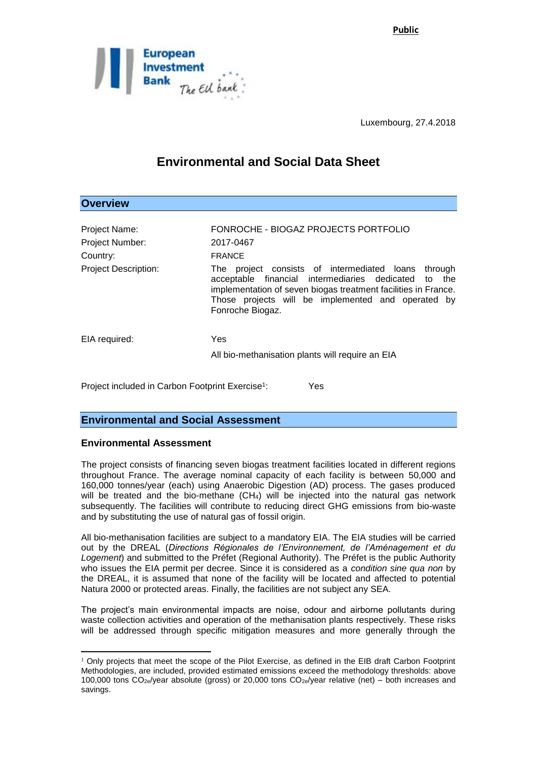Public

Luxembourg, 27.4.2018

# Environmental and Social Data Sheet

## Overview

Project Name: FONROCHE - BIOGAZ PROJECTS PORTFOLIO

Project Number: 2017-0467

Country: FRANCE

Project Description: The project consists of intermediated loans through acceptable financial intermediaries dedicated to the implementation of seven biogas treatment facilities in France. Those projects will be implemented and operated by Fonroche Biogaz.

EIA required: Yes

All bio-methanisation plants will require an EIA

Project included in Carbon Footprint Exercise[1]: Yes

## Environmental and Social Assessment

### Environmental Assessment

The project consists of financing seven biogas treatment facilities located in different regions throughout France. The average nominal capacity of each facility is between 50,000 and 160,000 tonnes/year (each) using Anaerobic Digestion (AD) process. The gases produced will be treated and the bio-methane ($CH_4$) will be injected into the natural gas network subsequently. The facilities will contribute to reducing direct GHG emissions from bio-waste and by substituting the use of natural gas of fossil origin.

All bio-methanisation facilities are subject to a mandatory EIA. The EIA studies will be carried out by the DREAL (*Directions Régionales de l'Environnement, de l'Aménagement et du Logement*) and submitted to the Préfet (Regional Authority). The Préfet is the public Authority who issues the EIA permit per decree. Since it is considered as a *condition sine qua non* by the DREAL, it is assumed that none of the facility will be located and affected to potential Natura 2000 or protected areas. Finally, the facilities are not subject any SEA.

The project's main environmental impacts are noise, odour and airborne pollutants during waste collection activities and operation of the methanisation plants respectively. These risks will be addressed through specific mitigation measures and more generally through the

[1] Only projects that meet the scope of the Pilot Exercise, as defined in the EIB draft Carbon Footprint Methodologies, are included, provided estimated emissions exceed the methodology thresholds: above 100,000 tons $CO_{2e}$/year absolute (gross) or 20,000 tons $CO_{2e}$/year relative (net) – both increases and savings.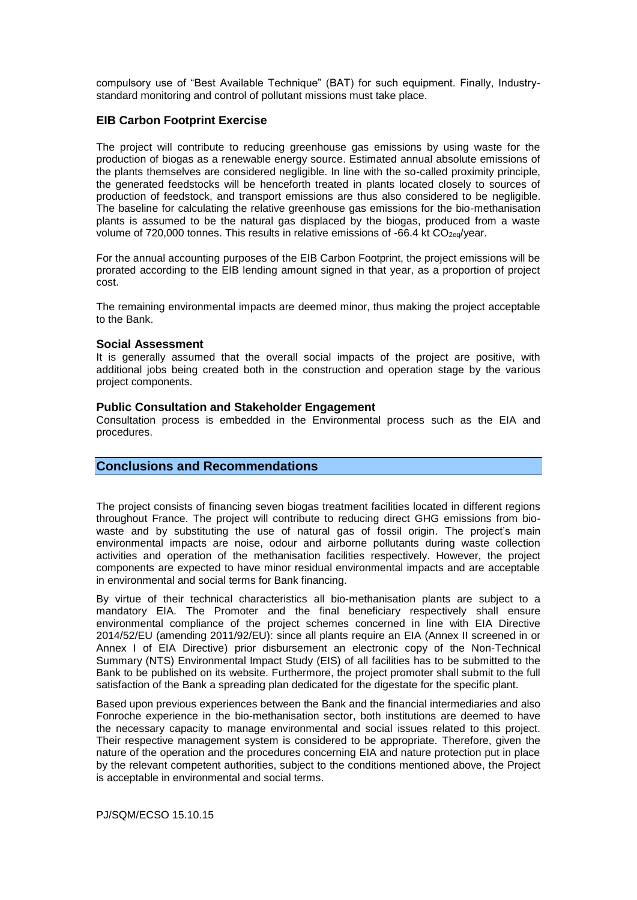compulsory use of "Best Available Technique" (BAT) for such equipment. Finally, Industry-standard monitoring and control of pollutant missions must take place.

### EIB Carbon Footprint Exercise

The project will contribute to reducing greenhouse gas emissions by using waste for the production of biogas as a renewable energy source. Estimated annual absolute emissions of the plants themselves are considered negligible. In line with the so-called proximity principle, the generated feedstocks will be henceforth treated in plants located closely to sources of production of feedstock, and transport emissions are thus also considered to be negligible. The baseline for calculating the relative greenhouse gas emissions for the bio-methanisation plants is assumed to be the natural gas displaced by the biogas, produced from a waste volume of 720,000 tonnes. This results in relative emissions of -66.4 kt $CO_{2eq}$/year.

For the annual accounting purposes of the EIB Carbon Footprint, the project emissions will be prorated according to the EIB lending amount signed in that year, as a proportion of project cost.

The remaining environmental impacts are deemed minor, thus making the project acceptable to the Bank.

### Social Assessment

It is generally assumed that the overall social impacts of the project are positive, with additional jobs being created both in the construction and operation stage by the various project components.

### Public Consultation and Stakeholder Engagement

Consultation process is embedded in the Environmental process such as the EIA and procedures.

## Conclusions and Recommendations

The project consists of financing seven biogas treatment facilities located in different regions throughout France. The project will contribute to reducing direct GHG emissions from bio-waste and by substituting the use of natural gas of fossil origin. The project's main environmental impacts are noise, odour and airborne pollutants during waste collection activities and operation of the methanisation facilities respectively. However, the project components are expected to have minor residual environmental impacts and are acceptable in environmental and social terms for Bank financing.

By virtue of their technical characteristics all bio-methanisation plants are subject to a mandatory EIA. The Promoter and the final beneficiary respectively shall ensure environmental compliance of the project schemes concerned in line with EIA Directive 2014/52/EU (amending 2011/92/EU): since all plants require an EIA (Annex II screened in or Annex I of EIA Directive) prior disbursement an electronic copy of the Non-Technical Summary (NTS) Environmental Impact Study (EIS) of all facilities has to be submitted to the Bank to be published on its website. Furthermore, the project promoter shall submit to the full satisfaction of the Bank a spreading plan dedicated for the digestate for the specific plant.

Based upon previous experiences between the Bank and the financial intermediaries and also Fonroche experience in the bio-methanisation sector, both institutions are deemed to have the necessary capacity to manage environmental and social issues related to this project. Their respective management system is considered to be appropriate. Therefore, given the nature of the operation and the procedures concerning EIA and nature protection put in place by the relevant competent authorities, subject to the conditions mentioned above, the Project is acceptable in environmental and social terms.

PJ/SQM/ECSO 15.10.15